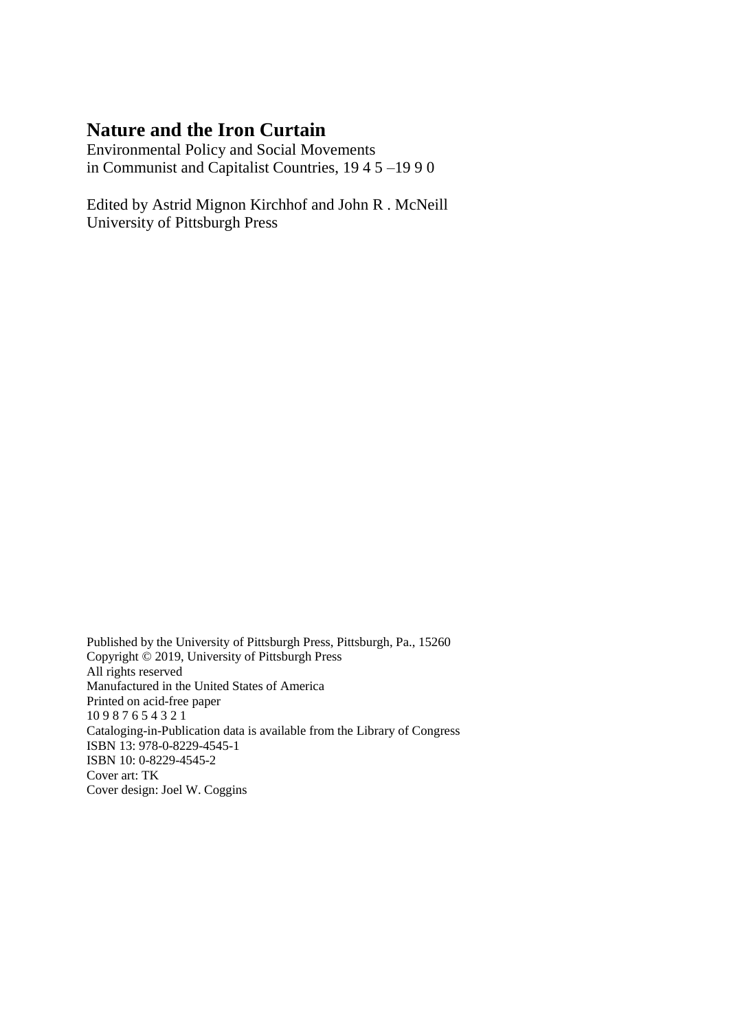# Nature and the Iron Curtain

Environmental Policy and Social Movements
in Communist and Capitalist Countries, 19 4 5 –19 9 0

Edited by Astrid Mignon Kirchhof and John R . McNeill
University of Pittsburgh Press

Published by the University of Pittsburgh Press, Pittsburgh, Pa., 15260
Copyright © 2019, University of Pittsburgh Press
All rights reserved
Manufactured in the United States of America
Printed on acid-free paper
10 9 8 7 6 5 4 3 2 1
Cataloging-in-Publication data is available from the Library of Congress
ISBN 13: 978-0-8229-4545-1
ISBN 10: 0-8229-4545-2
Cover art: TK
Cover design: Joel W. Coggins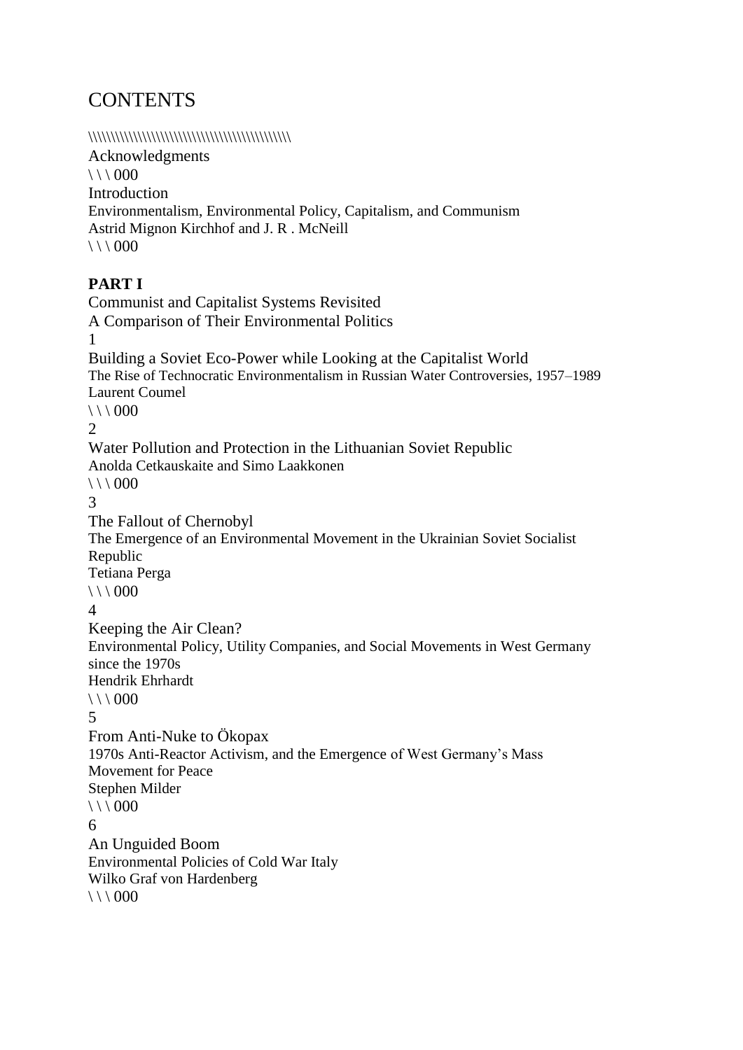# CONTENTS

\\\\\\\\\\\\\\\\\\\\\\\\\\\\\\\\\\\\\\\\\\\\\\\\\\\\\\\\\\\\\\\\\\\\\\\\\\\\\\\\\\\\\\\\\\\\\\\\\\\\\\\\\\\\\\\\\\\\\\\\\\\\\\\\\\\\\\\\\\\\\\\\

Acknowledgments
\ \ \ 000

Introduction
Environmentalism, Environmental Policy, Capitalism, and Communism
Astrid Mignon Kirchhof and J. R . McNeill
\ \ \ 000

**PART I**
Communist and Capitalist Systems Revisited
A Comparison of Their Environmental Politics

1
Building a Soviet Eco-Power while Looking at the Capitalist World
The Rise of Technocratic Environmentalism in Russian Water Controversies, 1957–1989
Laurent Coumel
\ \ \ 000

2
Water Pollution and Protection in the Lithuanian Soviet Republic
Anolda Cetkauskaite and Simo Laakkonen
\ \ \ 000

3
The Fallout of Chernobyl
The Emergence of an Environmental Movement in the Ukrainian Soviet Socialist Republic
Tetiana Perga
\ \ \ 000

4
Keeping the Air Clean?
Environmental Policy, Utility Companies, and Social Movements in West Germany since the 1970s
Hendrik Ehrhardt
\ \ \ 000

5
From Anti-Nuke to Ökopax
1970s Anti-Reactor Activism, and the Emergence of West Germany's Mass Movement for Peace
Stephen Milder
\ \ \ 000

6
An Unguided Boom
Environmental Policies of Cold War Italy
Wilko Graf von Hardenberg
\ \ \ 000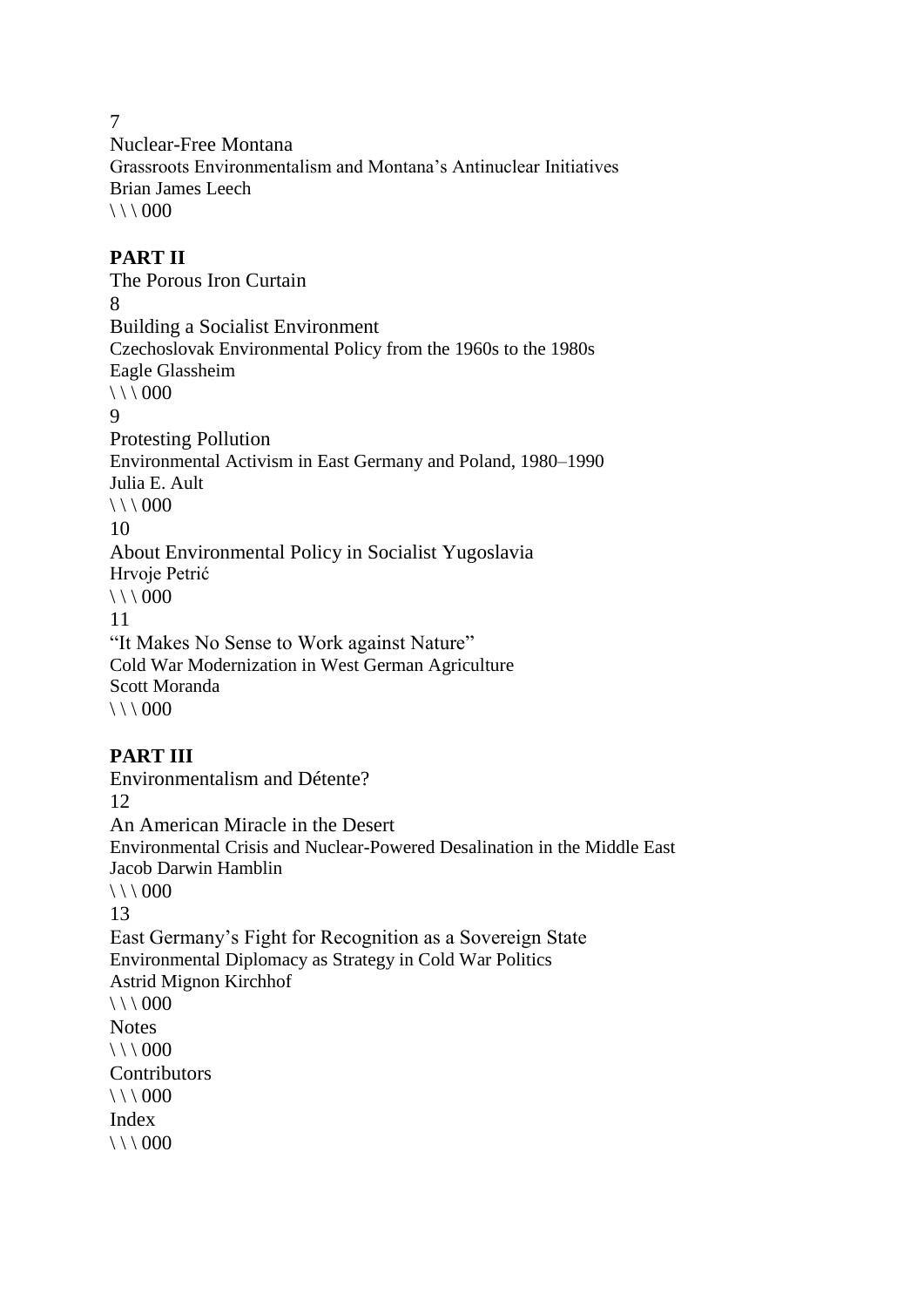7

Nuclear-Free Montana

Grassroots Environmentalism and Montana's Antinuclear Initiatives

Brian James Leech

\ \ \ 000

**PART II**

The Porous Iron Curtain

8

Building a Socialist Environment

Czechoslovak Environmental Policy from the 1960s to the 1980s

Eagle Glassheim

\ \ \ 000

9

Protesting Pollution

Environmental Activism in East Germany and Poland, 1980–1990

Julia E. Ault

\ \ \ 000

10

About Environmental Policy in Socialist Yugoslavia

Hrvoje Petrić

\ \ \ 000

11

"It Makes No Sense to Work against Nature"

Cold War Modernization in West German Agriculture

Scott Moranda

\ \ \ 000

**PART III**

Environmentalism and Détente?

12

An American Miracle in the Desert

Environmental Crisis and Nuclear-Powered Desalination in the Middle East

Jacob Darwin Hamblin

\ \ \ 000

13

East Germany's Fight for Recognition as a Sovereign State

Environmental Diplomacy as Strategy in Cold War Politics

Astrid Mignon Kirchhof

\ \ \ 000

Notes

\ \ \ 000

Contributors

\ \ \ 000

Index

\ \ \ 000